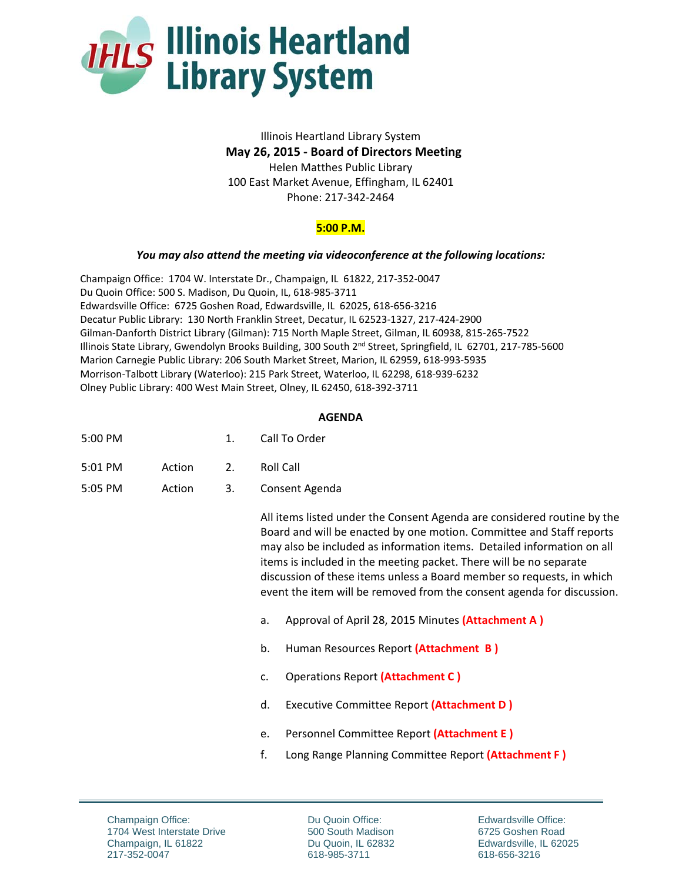# Illinois Heartland Library System

Illinois Heartland Library System

**May 26, 2015 - Board of Directors Meeting**

Helen Matthes Public Library
100 East Market Avenue, Effingham, IL 62401
Phone: 217-342-2464

**5:00 P.M.**

***You may also attend the meeting via videoconference at the following locations:***

Champaign Office: 1704 W. Interstate Dr., Champaign, IL 61822, 217-352-0047
Du Quoin Office: 500 S. Madison, Du Quoin, IL, 618-985-3711
Edwardsville Office: 6725 Goshen Road, Edwardsville, IL 62025, 618-656-3216
Decatur Public Library: 130 North Franklin Street, Decatur, IL 62523-1327, 217-424-2900
Gilman-Danforth District Library (Gilman): 715 North Maple Street, Gilman, IL 60938, 815-265-7522
Illinois State Library, Gwendolyn Brooks Building, 300 South 2nd Street, Springfield, IL 62701, 217-785-5600
Marion Carnegie Public Library: 206 South Market Street, Marion, IL 62959, 618-993-5935
Morrison-Talbott Library (Waterloo): 215 Park Street, Waterloo, IL 62298, 618-939-6232
Olney Public Library: 400 West Main Street, Olney, IL 62450, 618-392-3711

**AGENDA**

| | | | |
|---|---|---|---|
| 5:00 PM | | 1. | Call To Order |
| 5:01 PM | Action | 2. | Roll Call |
| 5:05 PM | Action | 3. | Consent Agenda |

All items listed under the Consent Agenda are considered routine by the Board and will be enacted by one motion. Committee and Staff reports may also be included as information items. Detailed information on all items is included in the meeting packet. There will be no separate discussion of these items unless a Board member so requests, in which event the item will be removed from the consent agenda for discussion.

a. Approval of April 28, 2015 Minutes **(Attachment A )**

b. Human Resources Report **(Attachment B )**

c. Operations Report **(Attachment C )**

d. Executive Committee Report **(Attachment D )**

e. Personnel Committee Report **(Attachment E )**

f. Long Range Planning Committee Report **(Attachment F )**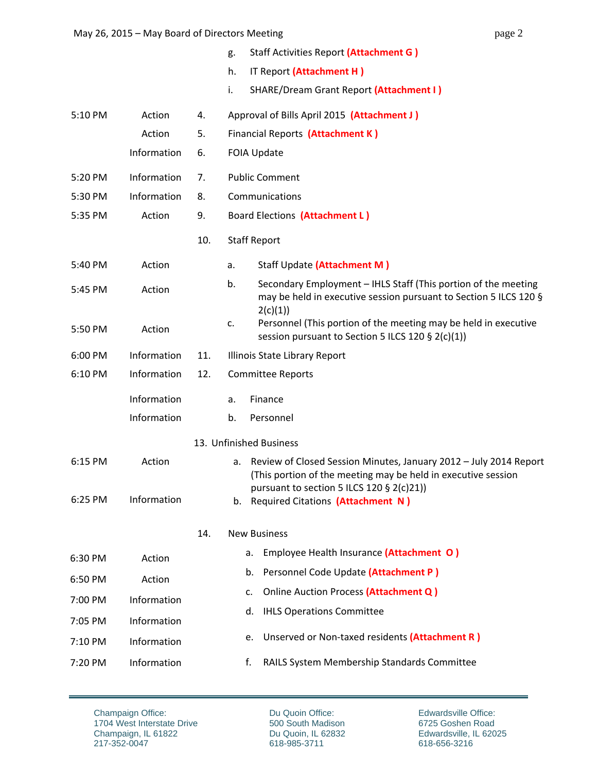| Time | Type | No. | Item |
|---|---|---|---|
| | | | g. Staff Activities Report **(Attachment G )** |
| | | | h. IT Report **(Attachment H )** |
| | | | i. SHARE/Dream Grant Report **(Attachment I )** |
| 5:10 PM | Action | 4. | Approval of Bills April 2015 **(Attachment J )** |
| | Action | 5. | Financial Reports **(Attachment K )** |
| | Information | 6. | FOIA Update |
| 5:20 PM | Information | 7. | Public Comment |
| 5:30 PM | Information | 8. | Communications |
| 5:35 PM | Action | 9. | Board Elections **(Attachment L )** |
| | | 10. | Staff Report |
| 5:40 PM | Action | | a. Staff Update **(Attachment M )** |
| 5:45 PM | Action | | b. Secondary Employment – IHLS Staff (This portion of the meeting may be held in executive session pursuant to Section 5 ILCS 120 § 2(c)(1)) |
| 5:50 PM | Action | | c. Personnel (This portion of the meeting may be held in executive session pursuant to Section 5 ILCS 120 § 2(c)(1)) |
| 6:00 PM | Information | 11. | Illinois State Library Report |
| 6:10 PM | Information | 12. | Committee Reports |
| | Information | | a. Finance |
| | Information | | b. Personnel |
| | | 13. | Unfinished Business |
| 6:15 PM | Action | | a. Review of Closed Session Minutes, January 2012 – July 2014 Report (This portion of the meeting may be held in executive session pursuant to section 5 ILCS 120 § 2(c)21)) |
| 6:25 PM | Information | | b. Required Citations **(Attachment N )** |
| | | 14. | New Business |
| 6:30 PM | Action | | a. Employee Health Insurance **(Attachment O )** |
| 6:50 PM | Action | | b. Personnel Code Update **(Attachment P )** |
| 7:00 PM | Information | | c. Online Auction Process **(Attachment Q )** |
| 7:05 PM | Information | | d. IHLS Operations Committee |
| 7:10 PM | Information | | e. Unserved or Non-taxed residents **(Attachment R )** |
| 7:20 PM | Information | | f. RAILS System Membership Standards Committee |

Champaign Office:
1704 West Interstate Drive
Champaign, IL 61822
217-352-0047

Du Quoin Office:
500 South Madison
Du Quoin, IL 62832
618-985-3711

Edwardsville Office:
6725 Goshen Road
Edwardsville, IL 62025
618-656-3216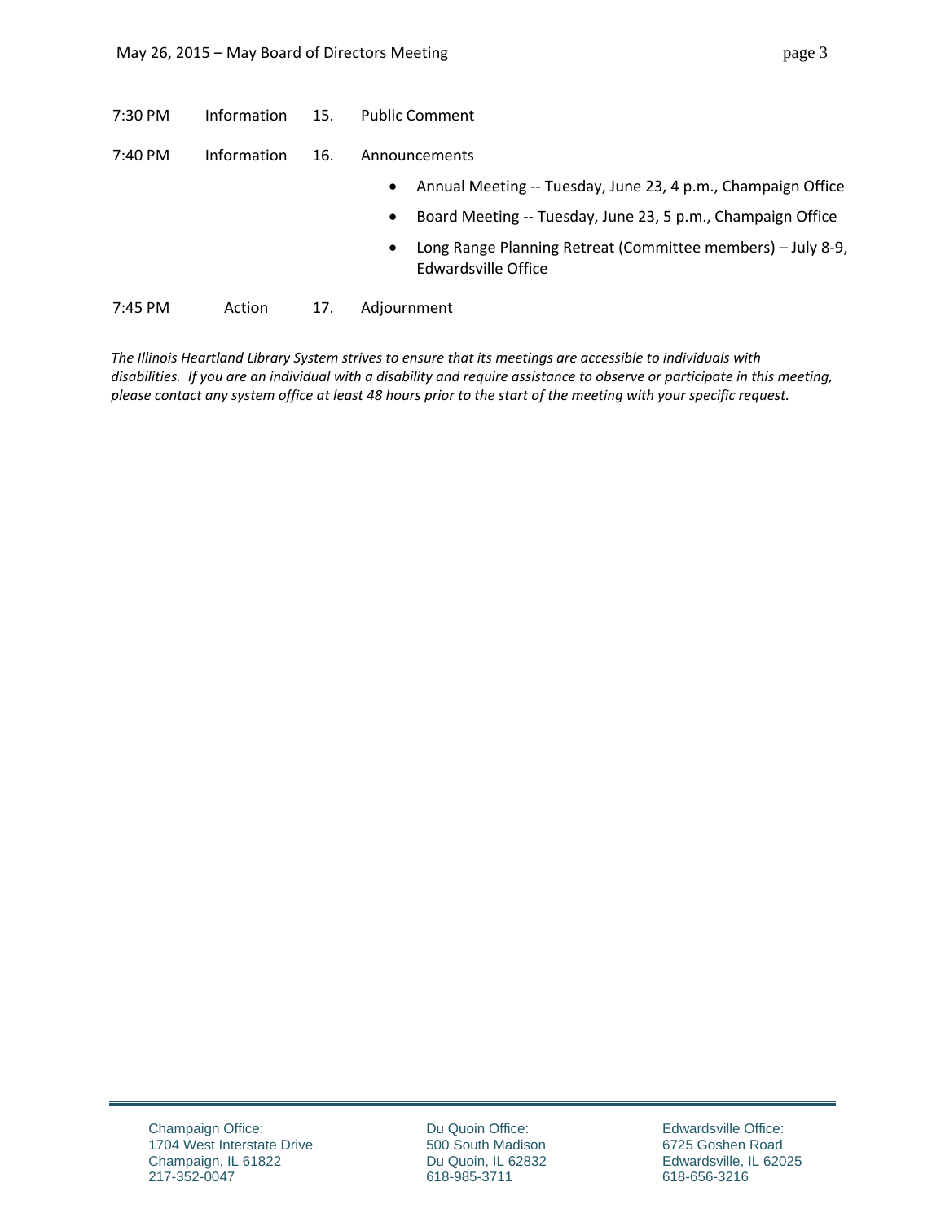| | | | |
|---|---|---|---|
| 7:30 PM | Information | 15. | Public Comment |
| 7:40 PM | Information | 16. | Announcements<br>• Annual Meeting -- Tuesday, June 23, 4 p.m., Champaign Office<br>• Board Meeting -- Tuesday, June 23, 5 p.m., Champaign Office<br>• Long Range Planning Retreat (Committee members) – July 8-9, Edwardsville Office |
| 7:45 PM | Action | 17. | Adjournment |

*The Illinois Heartland Library System strives to ensure that its meetings are accessible to individuals with disabilities. If you are an individual with a disability and require assistance to observe or participate in this meeting, please contact any system office at least 48 hours prior to the start of the meeting with your specific request.*

Champaign Office:
1704 West Interstate Drive
Champaign, IL 61822
217-352-0047

Du Quoin Office:
500 South Madison
Du Quoin, IL 62832
618-985-3711

Edwardsville Office:
6725 Goshen Road
Edwardsville, IL 62025
618-656-3216